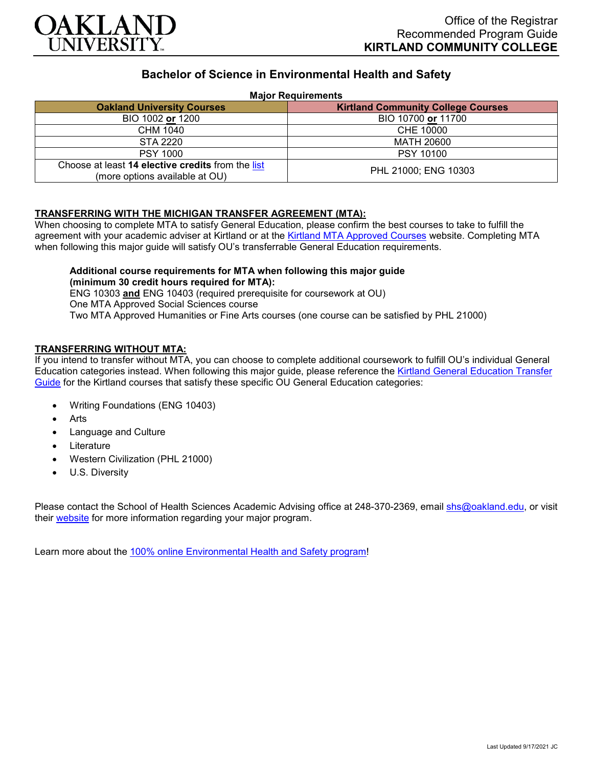Office of the Registrar
Recommended Program Guide
**KIRTLAND COMMUNITY COLLEGE**

# Bachelor of Science in Environmental Health and Safety

**Major Requirements**

| Oakland University Courses | Kirtland Community College Courses |
|---|---|
| BIO 1002 **or** 1200 | BIO 10700 **or** 11700 |
| CHM 1040 | CHE 10000 |
| STA 2220 | MATH 20600 |
| PSY 1000 | PSY 10100 |
| Choose at least **14 elective credits** from the list (more options available at OU) | PHL 21000; ENG 10303 |

## TRANSFERRING WITH THE MICHIGAN TRANSFER AGREEMENT (MTA):

When choosing to complete MTA to satisfy General Education, please confirm the best courses to take to fulfill the agreement with your academic adviser at Kirtland or at the Kirtland MTA Approved Courses website. Completing MTA when following this major guide will satisfy OU's transferrable General Education requirements.

**Additional course requirements for MTA when following this major guide (minimum 30 credit hours required for MTA):**
ENG 10303 **and** ENG 10403 (required prerequisite for coursework at OU)
One MTA Approved Social Sciences course
Two MTA Approved Humanities or Fine Arts courses (one course can be satisfied by PHL 21000)

## TRANSFERRING WITHOUT MTA:

If you intend to transfer without MTA, you can choose to complete additional coursework to fulfill OU's individual General Education categories instead. When following this major guide, please reference the Kirtland General Education Transfer Guide for the Kirtland courses that satisfy these specific OU General Education categories:

- Writing Foundations (ENG 10403)
- Arts
- Language and Culture
- Literature
- Western Civilization (PHL 21000)
- U.S. Diversity

Please contact the School of Health Sciences Academic Advising office at 248-370-2369, email shs@oakland.edu, or visit their website for more information regarding your major program.

Learn more about the 100% online Environmental Health and Safety program!

Last Updated 9/17/2021 JC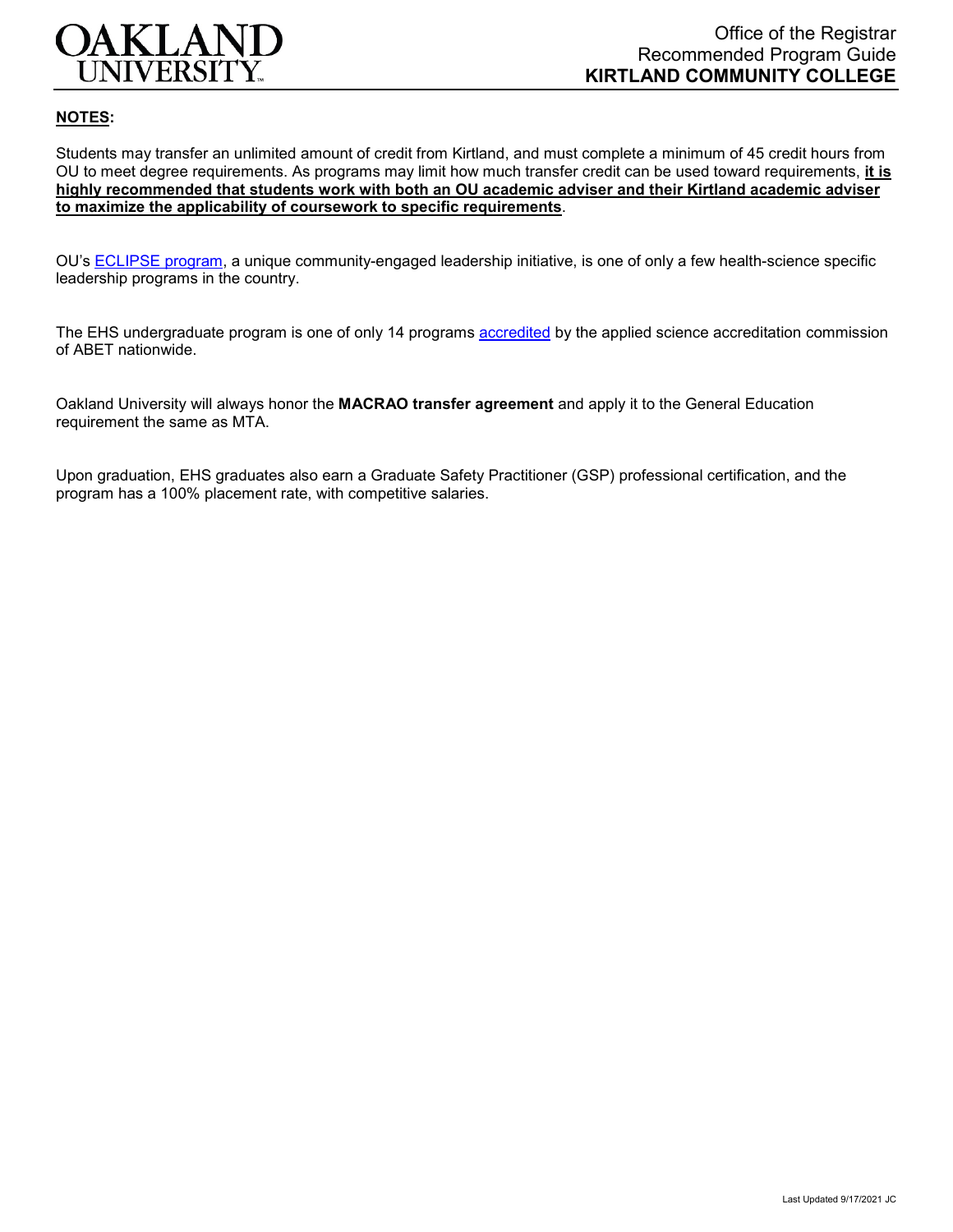**NOTES:**

Students may transfer an unlimited amount of credit from Kirtland, and must complete a minimum of 45 credit hours from OU to meet degree requirements. As programs may limit how much transfer credit can be used toward requirements, **it is highly recommended that students work with both an OU academic adviser and their Kirtland academic adviser to maximize the applicability of coursework to specific requirements**.

OU's ECLIPSE program, a unique community-engaged leadership initiative, is one of only a few health-science specific leadership programs in the country.

The EHS undergraduate program is one of only 14 programs accredited by the applied science accreditation commission of ABET nationwide.

Oakland University will always honor the **MACRAO transfer agreement** and apply it to the General Education requirement the same as MTA.

Upon graduation, EHS graduates also earn a Graduate Safety Practitioner (GSP) professional certification, and the program has a 100% placement rate, with competitive salaries.